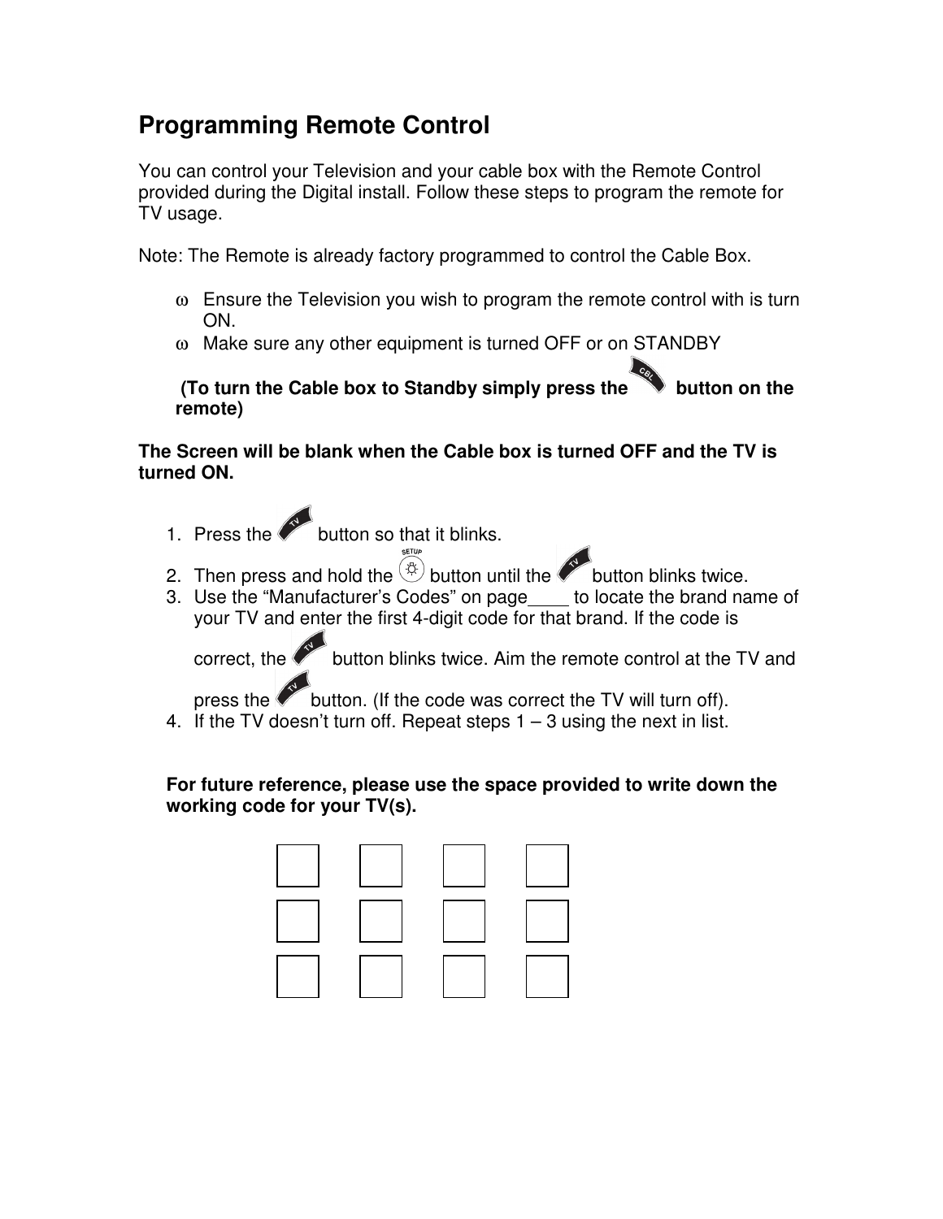# Programming Remote Control

You can control your Television and your cable box with the Remote Control provided during the Digital install. Follow these steps to program the remote for TV usage.

Note: The Remote is already factory programmed to control the Cable Box.

- Ensure the Television you wish to program the remote control with is turn ON.
- Make sure any other equipment is turned OFF or on STANDBY

  **(To turn the Cable box to Standby simply press the CBL button on the remote)**

**The Screen will be blank when the Cable box is turned OFF and the TV is turned ON.**

1. Press the TV button so that it blinks.
2. Then press and hold the SETUP button until the TV button blinks twice.
3. Use the "Manufacturer's Codes" on page____ to locate the brand name of your TV and enter the first 4-digit code for that brand. If the code is correct, the TV button blinks twice. Aim the remote control at the TV and press the TV button. (If the code was correct the TV will turn off).
4. If the TV doesn't turn off. Repeat steps 1 – 3 using the next in list.

**For future reference, please use the space provided to write down the working code for your TV(s).**

| | | | |
|---|---|---|---|
| | | | |
| | | | |
| | | | |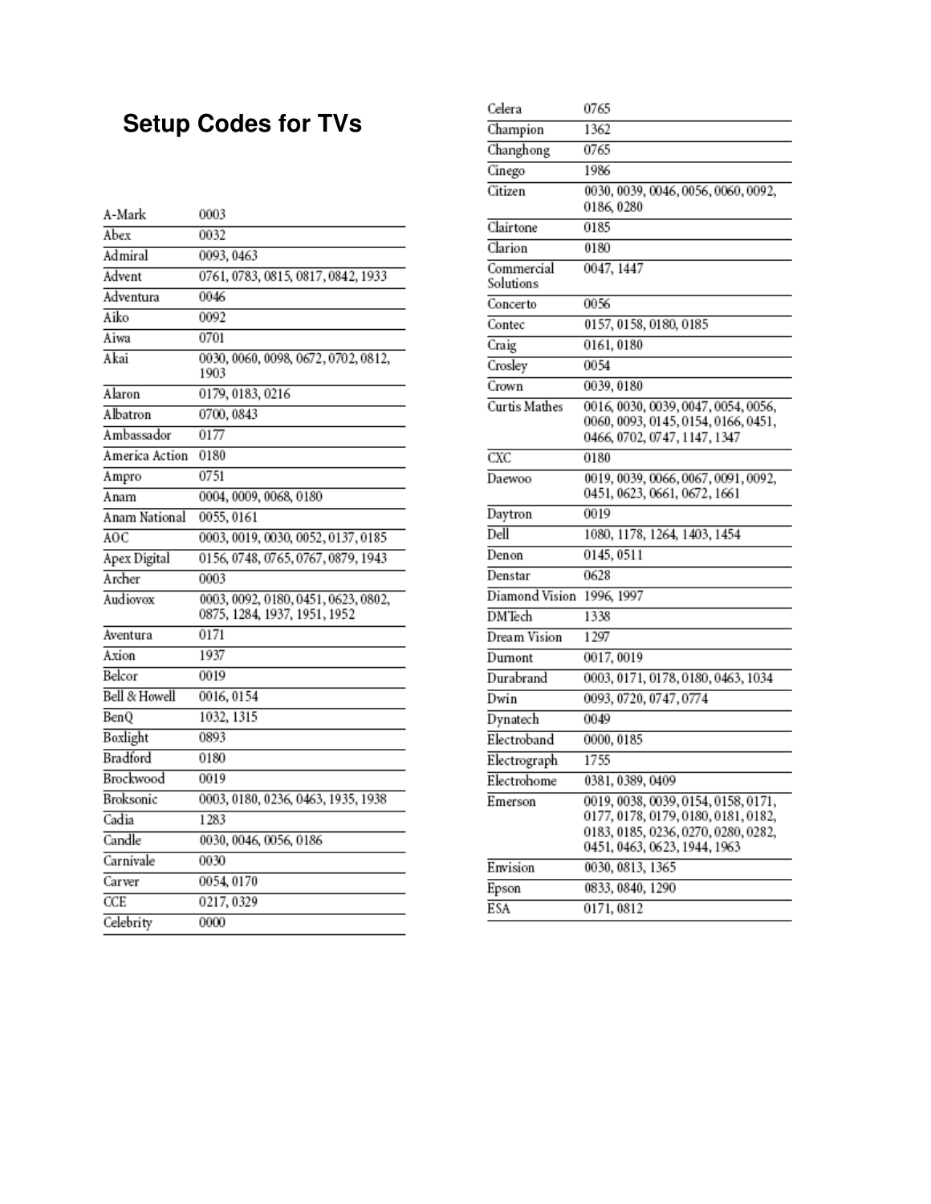# Setup Codes for TVs

| Brand | Codes |
|---|---|
| A-Mark | 0003 |
| Abex | 0032 |
| Admiral | 0093, 0463 |
| Advent | 0761, 0783, 0815, 0817, 0842, 1933 |
| Adventura | 0046 |
| Aiko | 0092 |
| Aiwa | 0701 |
| Akai | 0030, 0060, 0098, 0672, 0702, 0812, 1903 |
| Alaron | 0179, 0183, 0216 |
| Albatron | 0700, 0843 |
| Ambassador | 0177 |
| America Action | 0180 |
| Ampro | 0751 |
| Anam | 0004, 0009, 0068, 0180 |
| Anam National | 0055, 0161 |
| AOC | 0003, 0019, 0030, 0052, 0137, 0185 |
| Apex Digital | 0156, 0748, 0765, 0767, 0879, 1943 |
| Archer | 0003 |
| Audiovox | 0003, 0092, 0180, 0451, 0623, 0802, 0875, 1284, 1937, 1951, 1952 |
| Aventura | 0171 |
| Axion | 1937 |
| Belcor | 0019 |
| Bell & Howell | 0016, 0154 |
| BenQ | 1032, 1315 |
| Boxlight | 0893 |
| Bradford | 0180 |
| Brockwood | 0019 |
| Broksonic | 0003, 0180, 0236, 0463, 1935, 1938 |
| Cadia | 1283 |
| Candle | 0030, 0046, 0056, 0186 |
| Carnivale | 0030 |
| Carver | 0054, 0170 |
| CCE | 0217, 0329 |
| Celebrity | 0000 |
| Celera | 0765 |
| Champion | 1362 |
| Changhong | 0765 |
| Cinego | 1986 |
| Citizen | 0030, 0039, 0046, 0056, 0060, 0092, 0186, 0280 |
| Clairtone | 0185 |
| Clarion | 0180 |
| Commercial Solutions | 0047, 1447 |
| Concerto | 0056 |
| Contec | 0157, 0158, 0180, 0185 |
| Craig | 0161, 0180 |
| Crosley | 0054 |
| Crown | 0039, 0180 |
| Curtis Mathes | 0016, 0030, 0039, 0047, 0054, 0056, 0060, 0093, 0145, 0154, 0166, 0451, 0466, 0702, 0747, 1147, 1347 |
| CXC | 0180 |
| Daewoo | 0019, 0039, 0066, 0067, 0091, 0092, 0451, 0623, 0661, 0672, 1661 |
| Daytron | 0019 |
| Dell | 1080, 1178, 1264, 1403, 1454 |
| Denon | 0145, 0511 |
| Denstar | 0628 |
| Diamond Vision | 1996, 1997 |
| DMTech | 1338 |
| Dream Vision | 1297 |
| Dumont | 0017, 0019 |
| Durabrand | 0003, 0171, 0178, 0180, 0463, 1034 |
| Dwin | 0093, 0720, 0747, 0774 |
| Dynatech | 0049 |
| Electroband | 0000, 0185 |
| Electrograph | 1755 |
| Electrohome | 0381, 0389, 0409 |
| Emerson | 0019, 0038, 0039, 0154, 0158, 0171, 0177, 0178, 0179, 0180, 0181, 0182, 0183, 0185, 0236, 0270, 0280, 0282, 0451, 0463, 0623, 1944, 1963 |
| Envision | 0030, 0813, 1365 |
| Epson | 0833, 0840, 1290 |
| ESA | 0171, 0812 |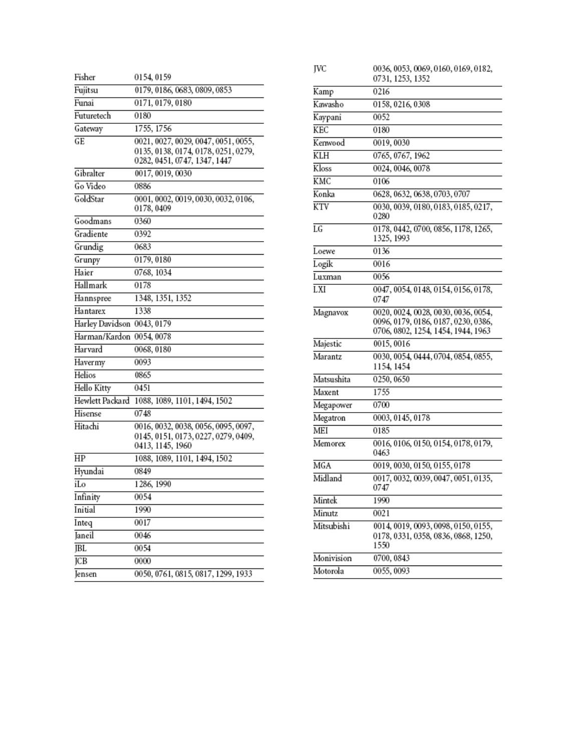| | |
|---|---|
| Fisher | 0154, 0159 |
| Fujitsu | 0179, 0186, 0683, 0809, 0853 |
| Funai | 0171, 0179, 0180 |
| Futuretech | 0180 |
| Gateway | 1755, 1756 |
| GE | 0021, 0027, 0029, 0047, 0051, 0055, 0135, 0138, 0174, 0178, 0251, 0279, 0282, 0451, 0747, 1347, 1447 |
| Gibralter | 0017, 0019, 0030 |
| Go Video | 0886 |
| GoldStar | 0001, 0002, 0019, 0030, 0032, 0106, 0178, 0409 |
| Goodmans | 0360 |
| Gradiente | 0392 |
| Grundig | 0683 |
| Grunpy | 0179, 0180 |
| Haier | 0768, 1034 |
| Hallmark | 0178 |
| Hannspree | 1348, 1351, 1352 |
| Hantarex | 1338 |
| Harley Davidson | 0043, 0179 |
| Harman/Kardon | 0054, 0078 |
| Harvard | 0068, 0180 |
| Havermy | 0093 |
| Helios | 0865 |
| Hello Kitty | 0451 |
| Hewlett Packard | 1088, 1089, 1101, 1494, 1502 |
| Hisense | 0748 |
| Hitachi | 0016, 0032, 0038, 0056, 0095, 0097, 0145, 0151, 0173, 0227, 0279, 0409, 0413, 1145, 1960 |
| HP | 1088, 1089, 1101, 1494, 1502 |
| Hyundai | 0849 |
| iLo | 1286, 1990 |
| Infinity | 0054 |
| Initial | 1990 |
| Inteq | 0017 |
| Janeil | 0046 |
| JBL | 0054 |
| JCB | 0000 |
| Jensen | 0050, 0761, 0815, 0817, 1299, 1933 |
| JVC | 0036, 0053, 0069, 0160, 0169, 0182, 0731, 1253, 1352 |
| Kamp | 0216 |
| Kawasho | 0158, 0216, 0308 |
| Kaypani | 0052 |
| KEC | 0180 |
| Kenwood | 0019, 0030 |
| KLH | 0765, 0767, 1962 |
| Kloss | 0024, 0046, 0078 |
| KMC | 0106 |
| Konka | 0628, 0632, 0638, 0703, 0707 |
| KTV | 0030, 0039, 0180, 0183, 0185, 0217, 0280 |
| LG | 0178, 0442, 0700, 0856, 1178, 1265, 1325, 1993 |
| Loewe | 0136 |
| Logik | 0016 |
| Luxman | 0056 |
| LXI | 0047, 0054, 0148, 0154, 0156, 0178, 0747 |
| Magnavox | 0020, 0024, 0028, 0030, 0036, 0054, 0096, 0179, 0186, 0187, 0230, 0386, 0706, 0802, 1254, 1454, 1944, 1963 |
| Majestic | 0015, 0016 |
| Marantz | 0030, 0054, 0444, 0704, 0854, 0855, 1154, 1454 |
| Matsushita | 0250, 0650 |
| Maxent | 1755 |
| Megapower | 0700 |
| Megatron | 0003, 0145, 0178 |
| MEI | 0185 |
| Memorex | 0016, 0106, 0150, 0154, 0178, 0179, 0463 |
| MGA | 0019, 0030, 0150, 0155, 0178 |
| Midland | 0017, 0032, 0039, 0047, 0051, 0135, 0747 |
| Mintek | 1990 |
| Minutz | 0021 |
| Mitsubishi | 0014, 0019, 0093, 0098, 0150, 0155, 0178, 0331, 0358, 0836, 0868, 1250, 1550 |
| Monivision | 0700, 0843 |
| Motorola | 0055, 0093 |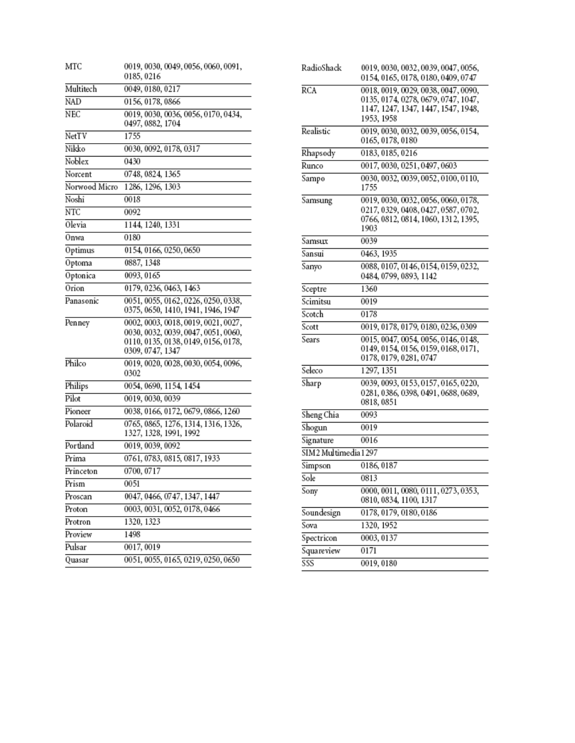| | |
|---|---|
| MTC | 0019, 0030, 0049, 0056, 0060, 0091, 0185, 0216 |
| Multitech | 0049, 0180, 0217 |
| NAD | 0156, 0178, 0866 |
| NEC | 0019, 0030, 0036, 0056, 0170, 0434, 0497, 0882, 1704 |
| NetTV | 1755 |
| Nikko | 0030, 0092, 0178, 0317 |
| Noblex | 0430 |
| Norcent | 0748, 0824, 1365 |
| Norwood Micro | 1286, 1296, 1303 |
| Noshi | 0018 |
| NTC | 0092 |
| Olevia | 1144, 1240, 1331 |
| Onwa | 0180 |
| Optimus | 0154, 0166, 0250, 0650 |
| Optoma | 0887, 1348 |
| Optonica | 0093, 0165 |
| Orion | 0179, 0236, 0463, 1463 |
| Panasonic | 0051, 0055, 0162, 0226, 0250, 0338, 0375, 0650, 1410, 1941, 1946, 1947 |
| Penney | 0002, 0003, 0018, 0019, 0021, 0027, 0030, 0032, 0039, 0047, 0051, 0060, 0110, 0135, 0138, 0149, 0156, 0178, 0309, 0747, 1347 |
| Philco | 0019, 0020, 0028, 0030, 0054, 0096, 0302 |
| Philips | 0054, 0690, 1154, 1454 |
| Pilot | 0019, 0030, 0039 |
| Pioneer | 0038, 0166, 0172, 0679, 0866, 1260 |
| Polaroid | 0765, 0865, 1276, 1314, 1316, 1326, 1327, 1328, 1991, 1992 |
| Portland | 0019, 0039, 0092 |
| Prima | 0761, 0783, 0815, 0817, 1933 |
| Princeton | 0700, 0717 |
| Prism | 0051 |
| Proscan | 0047, 0466, 0747, 1347, 1447 |
| Proton | 0003, 0031, 0052, 0178, 0466 |
| Protron | 1320, 1323 |
| Proview | 1498 |
| Pulsar | 0017, 0019 |
| Quasar | 0051, 0055, 0165, 0219, 0250, 0650 |
| RadioShack | 0019, 0030, 0032, 0039, 0047, 0056, 0154, 0165, 0178, 0180, 0409, 0747 |
| RCA | 0018, 0019, 0029, 0038, 0047, 0090, 0135, 0174, 0278, 0679, 0747, 1047, 1147, 1247, 1347, 1447, 1547, 1948, 1953, 1958 |
| Realistic | 0019, 0030, 0032, 0039, 0056, 0154, 0165, 0178, 0180 |
| Rhapsody | 0183, 0185, 0216 |
| Runco | 0017, 0030, 0251, 0497, 0603 |
| Sampo | 0030, 0032, 0039, 0052, 0100, 0110, 1755 |
| Samsung | 0019, 0030, 0032, 0056, 0060, 0178, 0217, 0329, 0408, 0427, 0587, 0702, 0766, 0812, 0814, 1060, 1312, 1395, 1903 |
| Samsux | 0039 |
| Sansui | 0463, 1935 |
| Sanyo | 0088, 0107, 0146, 0154, 0159, 0232, 0484, 0799, 0893, 1142 |
| Sceptre | 1360 |
| Scimitsu | 0019 |
| Scotch | 0178 |
| Scott | 0019, 0178, 0179, 0180, 0236, 0309 |
| Sears | 0015, 0047, 0054, 0056, 0146, 0148, 0149, 0154, 0156, 0159, 0168, 0171, 0178, 0179, 0281, 0747 |
| Seleco | 1297, 1351 |
| Sharp | 0039, 0093, 0153, 0157, 0165, 0220, 0281, 0386, 0398, 0491, 0688, 0689, 0818, 0851 |
| Sheng Chia | 0093 |
| Shogun | 0019 |
| Signature | 0016 |
| SIM2 Multimedia | 1297 |
| Simpson | 0186, 0187 |
| Sole | 0813 |
| Sony | 0000, 0011, 0080, 0111, 0273, 0353, 0810, 0834, 1100, 1317 |
| Soundesign | 0178, 0179, 0180, 0186 |
| Sova | 1320, 1952 |
| Spectricon | 0003, 0137 |
| Squareview | 0171 |
| SSS | 0019, 0180 |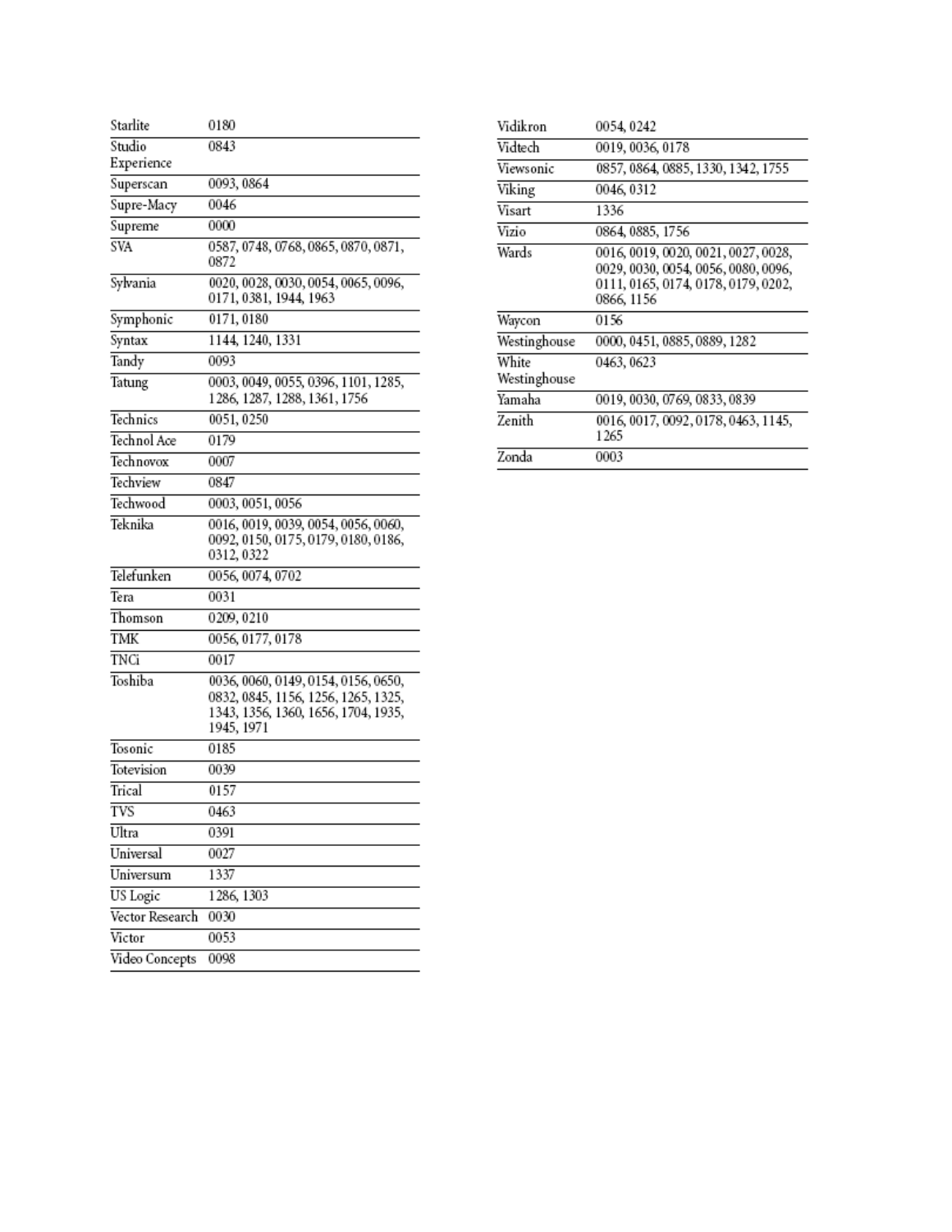| | |
|---|---|
| Starlite | 0180 |
| Studio Experience | 0843 |
| Superscan | 0093, 0864 |
| Supre-Macy | 0046 |
| Supreme | 0000 |
| SVA | 0587, 0748, 0768, 0865, 0870, 0871, 0872 |
| Sylvania | 0020, 0028, 0030, 0054, 0065, 0096, 0171, 0381, 1944, 1963 |
| Symphonic | 0171, 0180 |
| Syntax | 1144, 1240, 1331 |
| Tandy | 0093 |
| Tatung | 0003, 0049, 0055, 0396, 1101, 1285, 1286, 1287, 1288, 1361, 1756 |
| Technics | 0051, 0250 |
| Technol Ace | 0179 |
| Technovox | 0007 |
| Techview | 0847 |
| Techwood | 0003, 0051, 0056 |
| Teknika | 0016, 0019, 0039, 0054, 0056, 0060, 0092, 0150, 0175, 0179, 0180, 0186, 0312, 0322 |
| Telefunken | 0056, 0074, 0702 |
| Tera | 0031 |
| Thomson | 0209, 0210 |
| TMK | 0056, 0177, 0178 |
| TNCi | 0017 |
| Toshiba | 0036, 0060, 0149, 0154, 0156, 0650, 0832, 0845, 1156, 1256, 1265, 1325, 1343, 1356, 1360, 1656, 1704, 1935, 1945, 1971 |
| Tosonic | 0185 |
| Totevision | 0039 |
| Trical | 0157 |
| TVS | 0463 |
| Ultra | 0391 |
| Universal | 0027 |
| Universum | 1337 |
| US Logic | 1286, 1303 |
| Vector Research | 0030 |
| Victor | 0053 |
| Video Concepts | 0098 |
| Vidikron | 0054, 0242 |
| Vidtech | 0019, 0036, 0178 |
| Viewsonic | 0857, 0864, 0885, 1330, 1342, 1755 |
| Viking | 0046, 0312 |
| Visart | 1336 |
| Vizio | 0864, 0885, 1756 |
| Wards | 0016, 0019, 0020, 0021, 0027, 0028, 0029, 0030, 0054, 0056, 0080, 0096, 0111, 0165, 0174, 0178, 0179, 0202, 0866, 1156 |
| Waycon | 0156 |
| Westinghouse | 0000, 0451, 0885, 0889, 1282 |
| White Westinghouse | 0463, 0623 |
| Yamaha | 0019, 0030, 0769, 0833, 0839 |
| Zenith | 0016, 0017, 0092, 0178, 0463, 1145, 1265 |
| Zonda | 0003 |